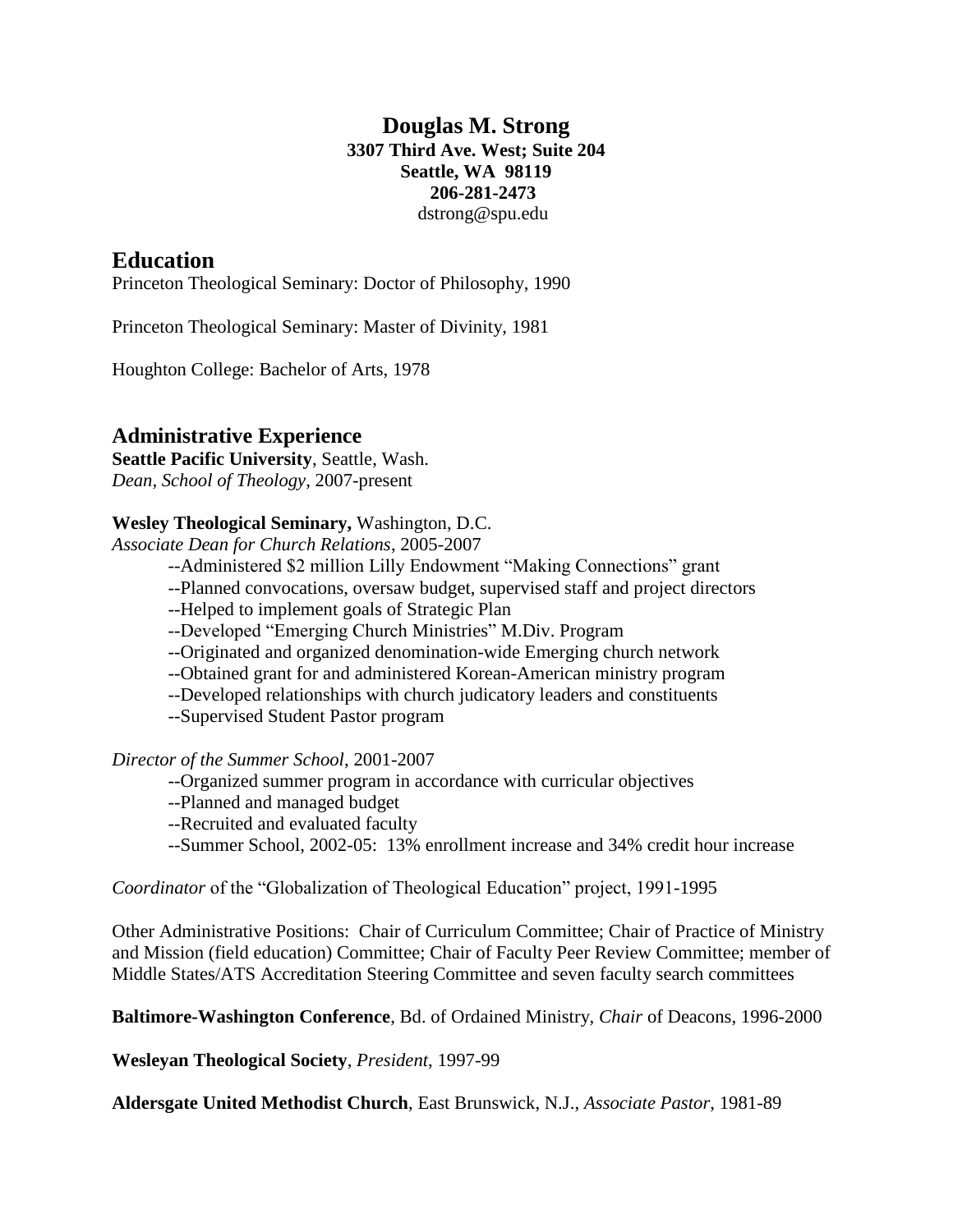# Douglas M. Strong

**3307 Third Ave. West; Suite 204**
**Seattle, WA 98119**
**206-281-2473**
dstrong@spu.edu

## Education

Princeton Theological Seminary: Doctor of Philosophy, 1990

Princeton Theological Seminary: Master of Divinity, 1981

Houghton College: Bachelor of Arts, 1978

## Administrative Experience

**Seattle Pacific University**, Seattle, Wash.
*Dean, School of Theology*, 2007-present

**Wesley Theological Seminary,** Washington, D.C.
*Associate Dean for Church Relations*, 2005-2007

--Administered $2 million Lilly Endowment "Making Connections" grant
--Planned convocations, oversaw budget, supervised staff and project directors
--Helped to implement goals of Strategic Plan
--Developed "Emerging Church Ministries" M.Div. Program
--Originated and organized denomination-wide Emerging church network
--Obtained grant for and administered Korean-American ministry program
--Developed relationships with church judicatory leaders and constituents
--Supervised Student Pastor program

*Director of the Summer School*, 2001-2007

--Organized summer program in accordance with curricular objectives
--Planned and managed budget
--Recruited and evaluated faculty
--Summer School, 2002-05: 13% enrollment increase and 34% credit hour increase

*Coordinator* of the "Globalization of Theological Education" project, 1991-1995

Other Administrative Positions: Chair of Curriculum Committee; Chair of Practice of Ministry and Mission (field education) Committee; Chair of Faculty Peer Review Committee; member of Middle States/ATS Accreditation Steering Committee and seven faculty search committees

**Baltimore-Washington Conference**, Bd. of Ordained Ministry, *Chair* of Deacons, 1996-2000

**Wesleyan Theological Society**, *President*, 1997-99

**Aldersgate United Methodist Church**, East Brunswick, N.J., *Associate Pastor*, 1981-89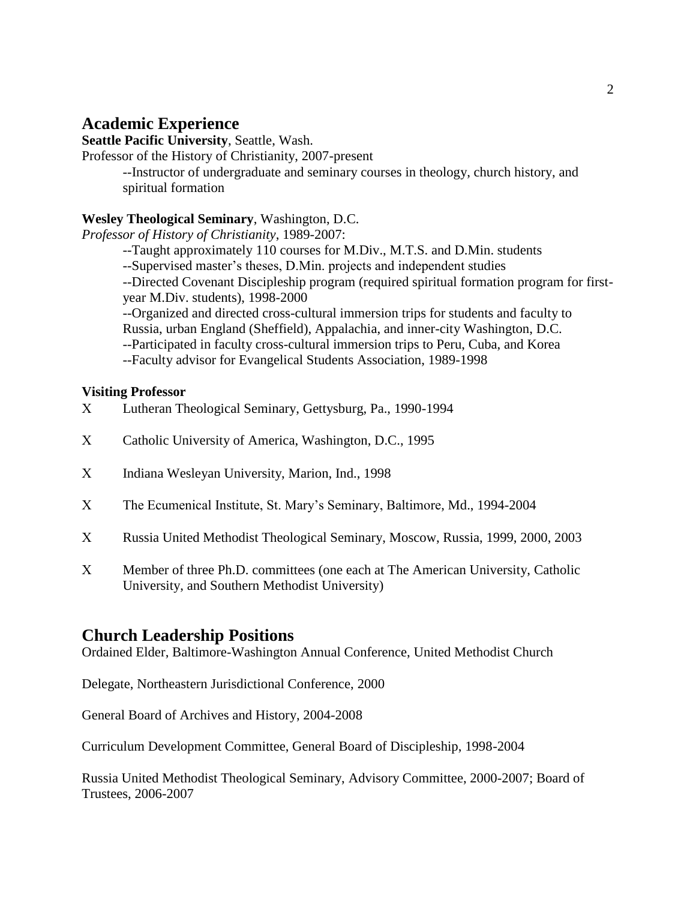## Academic Experience

**Seattle Pacific University**, Seattle, Wash.

Professor of the History of Christianity, 2007-present

--Instructor of undergraduate and seminary courses in theology, church history, and spiritual formation

**Wesley Theological Seminary**, Washington, D.C.

*Professor of History of Christianity*, 1989-2007:

--Taught approximately 110 courses for M.Div., M.T.S. and D.Min. students
--Supervised master's theses, D.Min. projects and independent studies
--Directed Covenant Discipleship program (required spiritual formation program for first-year M.Div. students), 1998-2000
--Organized and directed cross-cultural immersion trips for students and faculty to Russia, urban England (Sheffield), Appalachia, and inner-city Washington, D.C.
--Participated in faculty cross-cultural immersion trips to Peru, Cuba, and Korea
--Faculty advisor for Evangelical Students Association, 1989-1998

**Visiting Professor**

X Lutheran Theological Seminary, Gettysburg, Pa., 1990-1994

X Catholic University of America, Washington, D.C., 1995

X Indiana Wesleyan University, Marion, Ind., 1998

X The Ecumenical Institute, St. Mary's Seminary, Baltimore, Md., 1994-2004

X Russia United Methodist Theological Seminary, Moscow, Russia, 1999, 2000, 2003

X Member of three Ph.D. committees (one each at The American University, Catholic University, and Southern Methodist University)

## Church Leadership Positions

Ordained Elder, Baltimore-Washington Annual Conference, United Methodist Church

Delegate, Northeastern Jurisdictional Conference, 2000

General Board of Archives and History, 2004-2008

Curriculum Development Committee, General Board of Discipleship, 1998-2004

Russia United Methodist Theological Seminary, Advisory Committee, 2000-2007; Board of Trustees, 2006-2007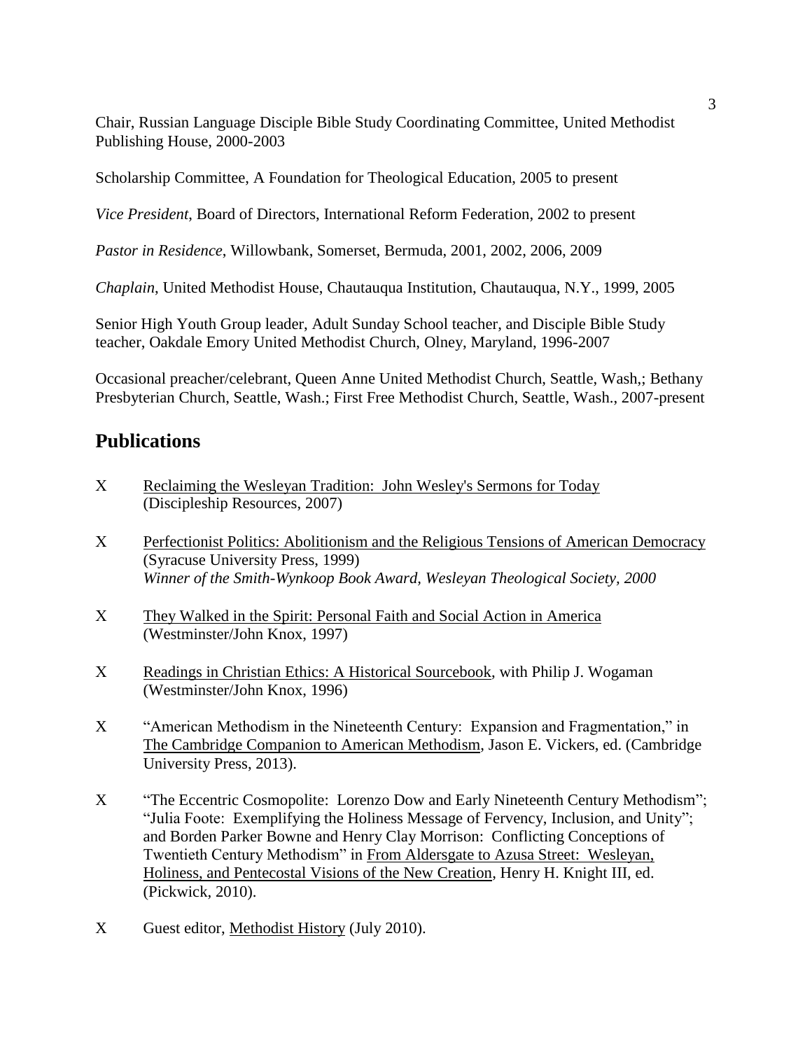Chair, Russian Language Disciple Bible Study Coordinating Committee, United Methodist Publishing House, 2000-2003

Scholarship Committee, A Foundation for Theological Education, 2005 to present

*Vice President*, Board of Directors, International Reform Federation, 2002 to present

*Pastor in Residence*, Willowbank, Somerset, Bermuda, 2001, 2002, 2006, 2009

*Chaplain*, United Methodist House, Chautauqua Institution, Chautauqua, N.Y., 1999, 2005

Senior High Youth Group leader, Adult Sunday School teacher, and Disciple Bible Study teacher, Oakdale Emory United Methodist Church, Olney, Maryland, 1996-2007

Occasional preacher/celebrant, Queen Anne United Methodist Church, Seattle, Wash,; Bethany Presbyterian Church, Seattle, Wash.; First Free Methodist Church, Seattle, Wash., 2007-present

## Publications

X Reclaiming the Wesleyan Tradition: John Wesley's Sermons for Today (Discipleship Resources, 2007)

X Perfectionist Politics: Abolitionism and the Religious Tensions of American Democracy (Syracuse University Press, 1999)
*Winner of the Smith-Wynkoop Book Award, Wesleyan Theological Society, 2000*

X They Walked in the Spirit: Personal Faith and Social Action in America (Westminster/John Knox, 1997)

X Readings in Christian Ethics: A Historical Sourcebook, with Philip J. Wogaman (Westminster/John Knox, 1996)

X "American Methodism in the Nineteenth Century: Expansion and Fragmentation," in The Cambridge Companion to American Methodism, Jason E. Vickers, ed. (Cambridge University Press, 2013).

X "The Eccentric Cosmopolite: Lorenzo Dow and Early Nineteenth Century Methodism"; "Julia Foote: Exemplifying the Holiness Message of Fervency, Inclusion, and Unity"; and Borden Parker Bowne and Henry Clay Morrison: Conflicting Conceptions of Twentieth Century Methodism" in From Aldersgate to Azusa Street: Wesleyan, Holiness, and Pentecostal Visions of the New Creation, Henry H. Knight III, ed. (Pickwick, 2010).

X Guest editor, Methodist History (July 2010).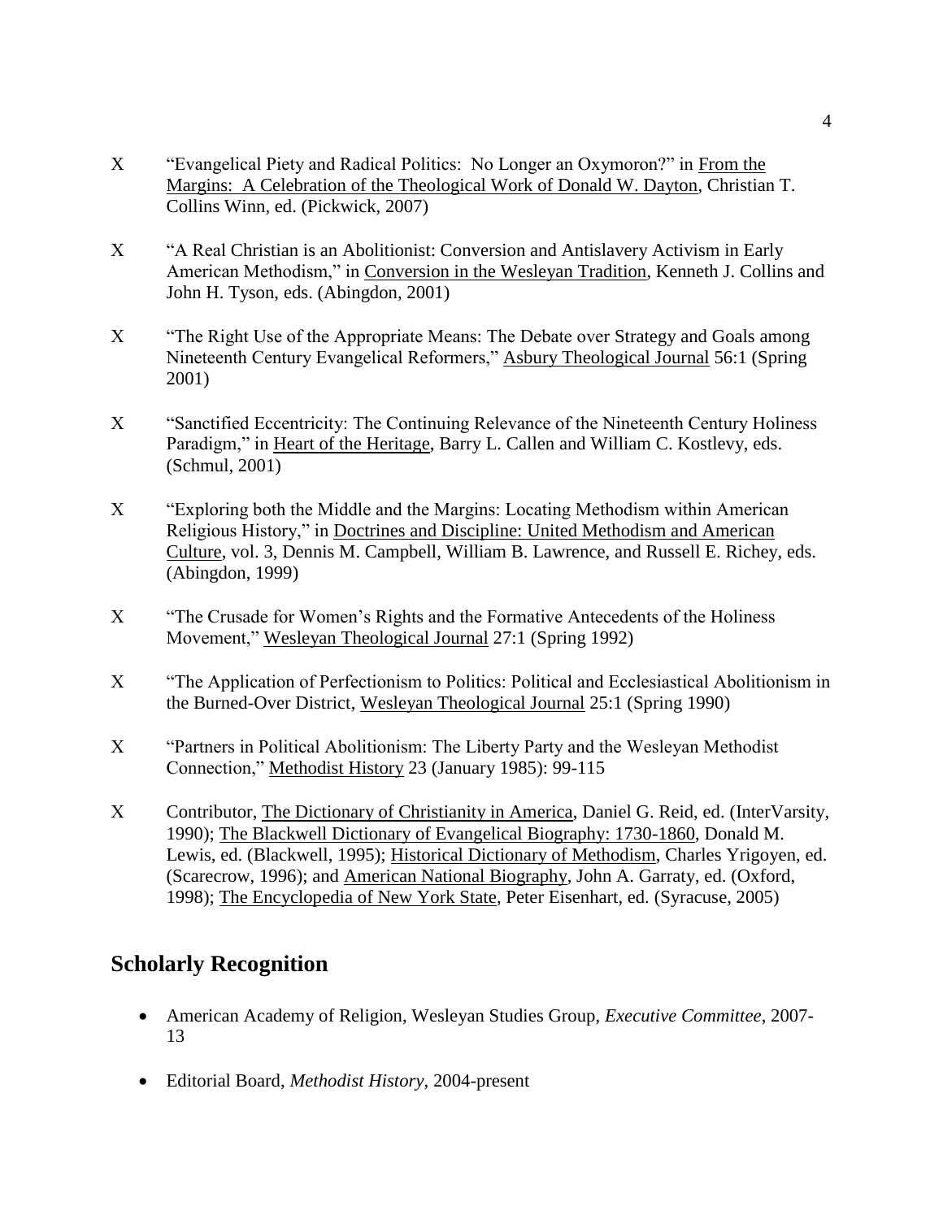X “Evangelical Piety and Radical Politics: No Longer an Oxymoron?” in From the Margins: A Celebration of the Theological Work of Donald W. Dayton, Christian T. Collins Winn, ed. (Pickwick, 2007)

X “A Real Christian is an Abolitionist: Conversion and Antislavery Activism in Early American Methodism,” in Conversion in the Wesleyan Tradition, Kenneth J. Collins and John H. Tyson, eds. (Abingdon, 2001)

X “The Right Use of the Appropriate Means: The Debate over Strategy and Goals among Nineteenth Century Evangelical Reformers,” Asbury Theological Journal 56:1 (Spring 2001)

X “Sanctified Eccentricity: The Continuing Relevance of the Nineteenth Century Holiness Paradigm,” in Heart of the Heritage, Barry L. Callen and William C. Kostlevy, eds. (Schmul, 2001)

X “Exploring both the Middle and the Margins: Locating Methodism within American Religious History,” in Doctrines and Discipline: United Methodism and American Culture, vol. 3, Dennis M. Campbell, William B. Lawrence, and Russell E. Richey, eds. (Abingdon, 1999)

X “The Crusade for Women’s Rights and the Formative Antecedents of the Holiness Movement,” Wesleyan Theological Journal 27:1 (Spring 1992)

X “The Application of Perfectionism to Politics: Political and Ecclesiastical Abolitionism in the Burned-Over District, Wesleyan Theological Journal 25:1 (Spring 1990)

X “Partners in Political Abolitionism: The Liberty Party and the Wesleyan Methodist Connection,” Methodist History 23 (January 1985): 99-115

X Contributor, The Dictionary of Christianity in America, Daniel G. Reid, ed. (InterVarsity, 1990); The Blackwell Dictionary of Evangelical Biography: 1730-1860, Donald M. Lewis, ed. (Blackwell, 1995); Historical Dictionary of Methodism, Charles Yrigoyen, ed. (Scarecrow, 1996); and American National Biography, John A. Garraty, ed. (Oxford, 1998); The Encyclopedia of New York State, Peter Eisenhart, ed. (Syracuse, 2005)

## Scholarly Recognition

- American Academy of Religion, Wesleyan Studies Group, *Executive Committee*, 2007-13
- Editorial Board, *Methodist History*, 2004-present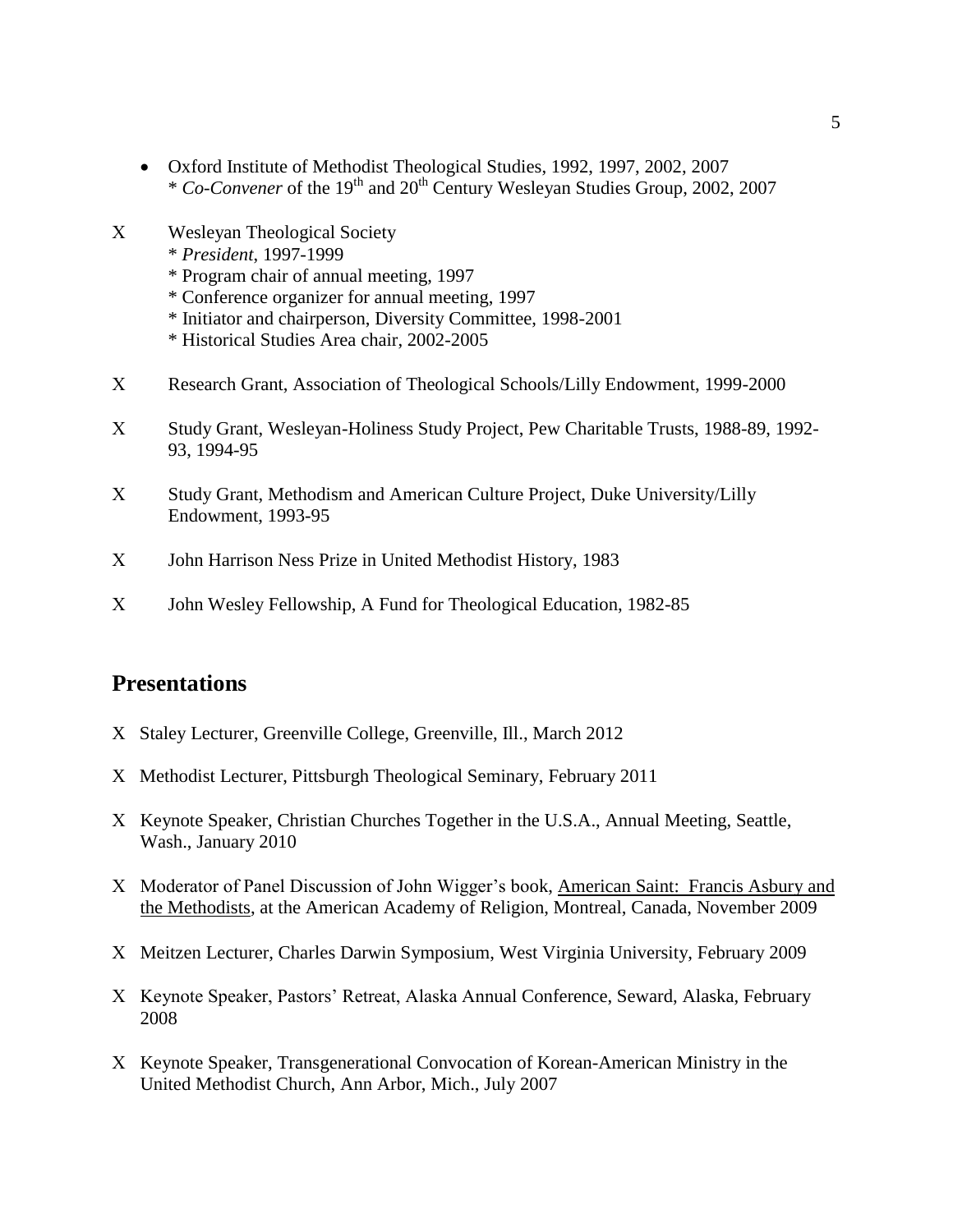- Oxford Institute of Methodist Theological Studies, 1992, 1997, 2002, 2007
  * *Co-Convener* of the 19th and 20th Century Wesleyan Studies Group, 2002, 2007

X Wesleyan Theological Society
  * *President*, 1997-1999
  * Program chair of annual meeting, 1997
  * Conference organizer for annual meeting, 1997
  * Initiator and chairperson, Diversity Committee, 1998-2001
  * Historical Studies Area chair, 2002-2005

X Research Grant, Association of Theological Schools/Lilly Endowment, 1999-2000

X Study Grant, Wesleyan-Holiness Study Project, Pew Charitable Trusts, 1988-89, 1992-93, 1994-95

X Study Grant, Methodism and American Culture Project, Duke University/Lilly Endowment, 1993-95

X John Harrison Ness Prize in United Methodist History, 1983

X John Wesley Fellowship, A Fund for Theological Education, 1982-85

## Presentations

X Staley Lecturer, Greenville College, Greenville, Ill., March 2012

X Methodist Lecturer, Pittsburgh Theological Seminary, February 2011

X Keynote Speaker, Christian Churches Together in the U.S.A., Annual Meeting, Seattle, Wash., January 2010

X Moderator of Panel Discussion of John Wigger's book, American Saint: Francis Asbury and the Methodists, at the American Academy of Religion, Montreal, Canada, November 2009

X Meitzen Lecturer, Charles Darwin Symposium, West Virginia University, February 2009

X Keynote Speaker, Pastors' Retreat, Alaska Annual Conference, Seward, Alaska, February 2008

X Keynote Speaker, Transgenerational Convocation of Korean-American Ministry in the United Methodist Church, Ann Arbor, Mich., July 2007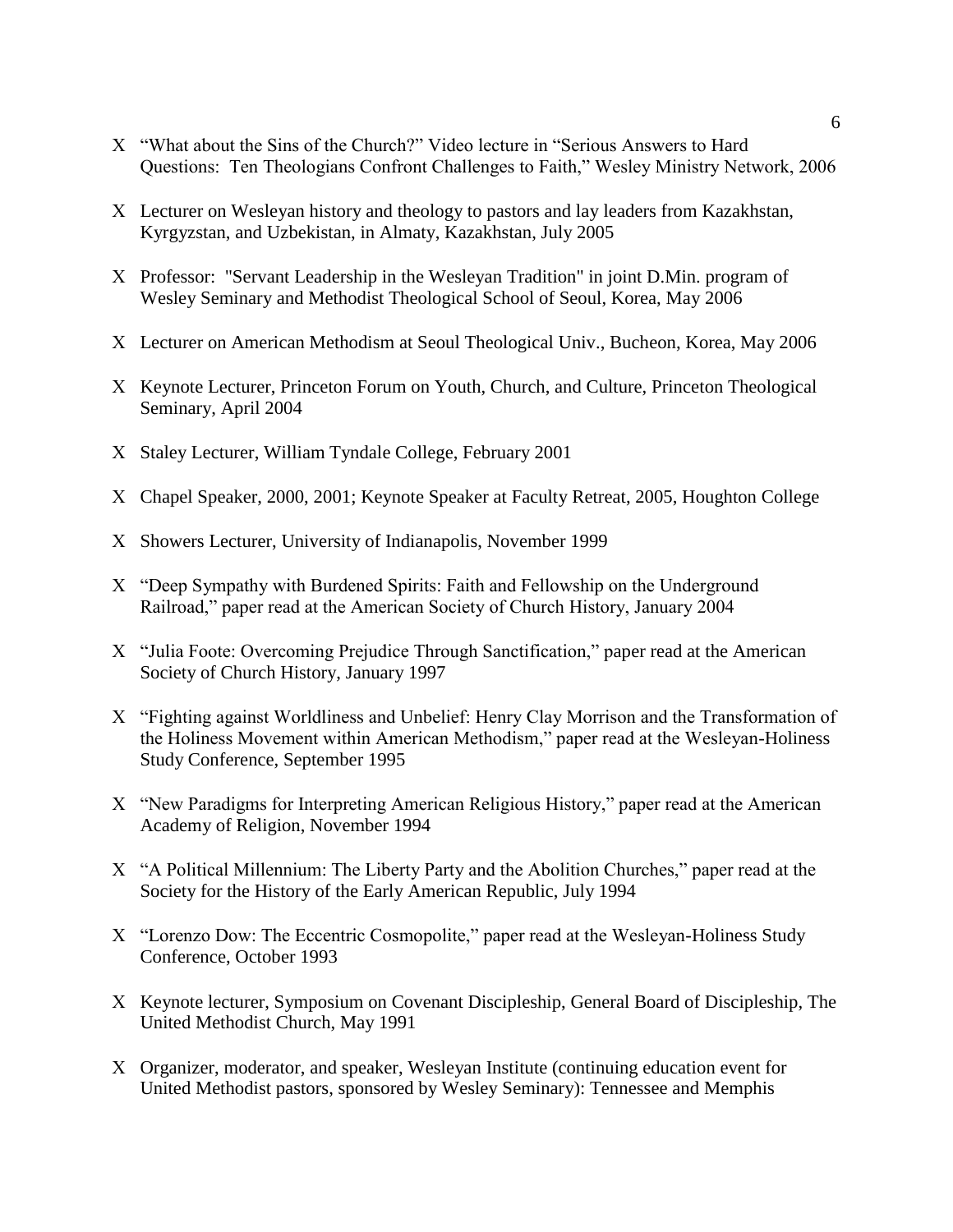- “What about the Sins of the Church?” Video lecture in “Serious Answers to Hard Questions: Ten Theologians Confront Challenges to Faith,” Wesley Ministry Network, 2006

- Lecturer on Wesleyan history and theology to pastors and lay leaders from Kazakhstan, Kyrgyzstan, and Uzbekistan, in Almaty, Kazakhstan, July 2005

- Professor: "Servant Leadership in the Wesleyan Tradition" in joint D.Min. program of Wesley Seminary and Methodist Theological School of Seoul, Korea, May 2006

- Lecturer on American Methodism at Seoul Theological Univ., Bucheon, Korea, May 2006

- Keynote Lecturer, Princeton Forum on Youth, Church, and Culture, Princeton Theological Seminary, April 2004

- Staley Lecturer, William Tyndale College, February 2001

- Chapel Speaker, 2000, 2001; Keynote Speaker at Faculty Retreat, 2005, Houghton College

- Showers Lecturer, University of Indianapolis, November 1999

- “Deep Sympathy with Burdened Spirits: Faith and Fellowship on the Underground Railroad,” paper read at the American Society of Church History, January 2004

- “Julia Foote: Overcoming Prejudice Through Sanctification,” paper read at the American Society of Church History, January 1997

- “Fighting against Worldliness and Unbelief: Henry Clay Morrison and the Transformation of the Holiness Movement within American Methodism,” paper read at the Wesleyan-Holiness Study Conference, September 1995

- “New Paradigms for Interpreting American Religious History,” paper read at the American Academy of Religion, November 1994

- “A Political Millennium: The Liberty Party and the Abolition Churches,” paper read at the Society for the History of the Early American Republic, July 1994

- “Lorenzo Dow: The Eccentric Cosmopolite,” paper read at the Wesleyan-Holiness Study Conference, October 1993

- Keynote lecturer, Symposium on Covenant Discipleship, General Board of Discipleship, The United Methodist Church, May 1991

- Organizer, moderator, and speaker, Wesleyan Institute (continuing education event for United Methodist pastors, sponsored by Wesley Seminary): Tennessee and Memphis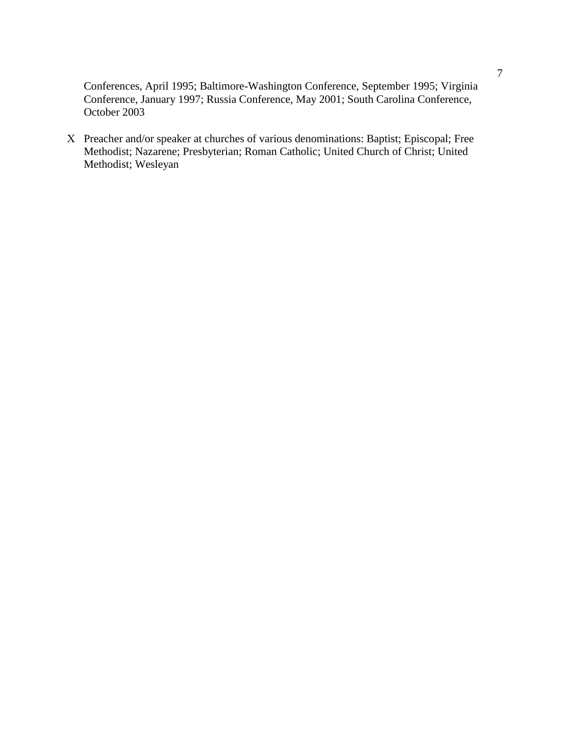Conferences, April 1995; Baltimore-Washington Conference, September 1995; Virginia Conference, January 1997; Russia Conference, May 2001; South Carolina Conference, October 2003

X Preacher and/or speaker at churches of various denominations: Baptist; Episcopal; Free Methodist; Nazarene; Presbyterian; Roman Catholic; United Church of Christ; United Methodist; Wesleyan